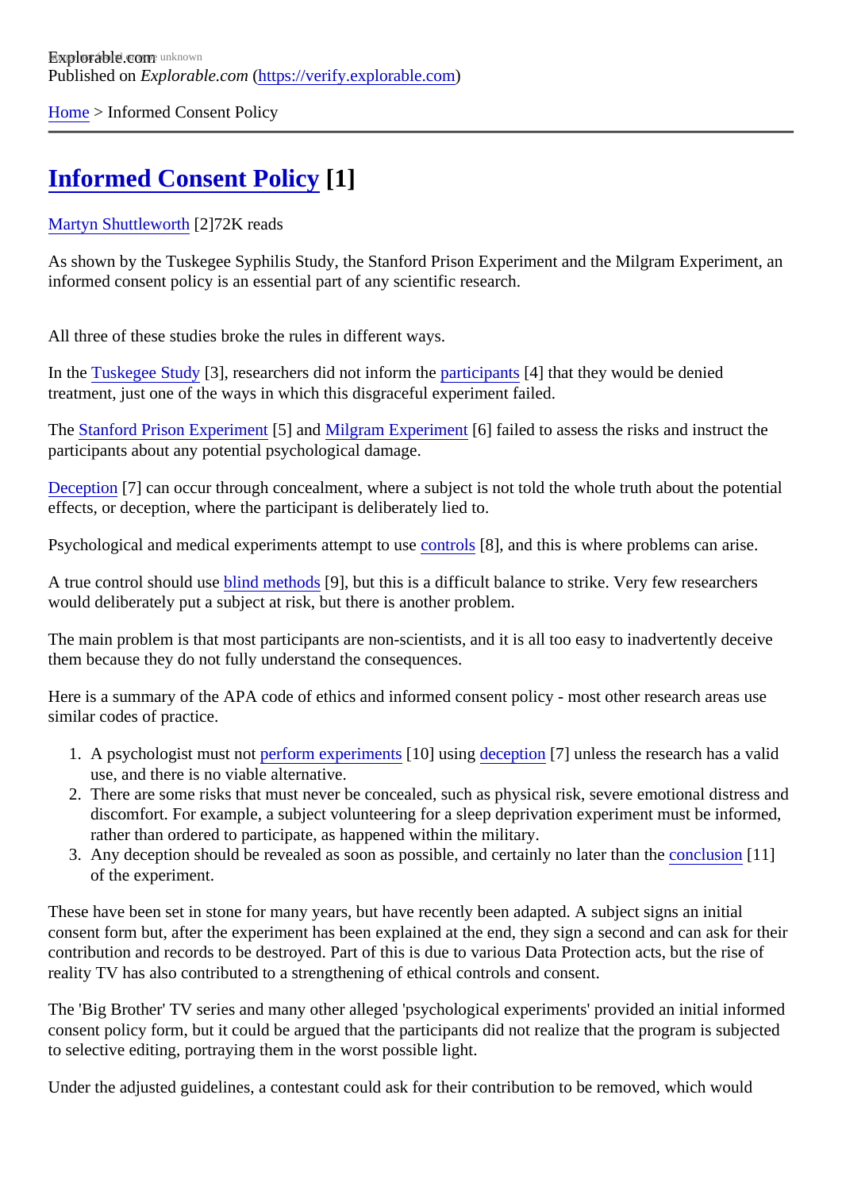Explorable.com
Published on *Explorable.com* (https://verify.explorable.com)

Home > Informed Consent Policy

# Informed Consent Policy [1]

Martyn Shuttleworth [2]72K reads

As shown by the Tuskegee Syphilis Study, the Stanford Prison Experiment and the Milgram Experiment, an informed consent policy is an essential part of any scientific research.

All three of these studies broke the rules in different ways.

In the Tuskegee Study [3], researchers did not inform the participants [4] that they would be denied treatment, just one of the ways in which this disgraceful experiment failed.

The Stanford Prison Experiment [5] and Milgram Experiment [6] failed to assess the risks and instruct the participants about any potential psychological damage.

Deception [7] can occur through concealment, where a subject is not told the whole truth about the potential effects, or deception, where the participant is deliberately lied to.

Psychological and medical experiments attempt to use controls [8], and this is where problems can arise.

A true control should use blind methods [9], but this is a difficult balance to strike. Very few researchers would deliberately put a subject at risk, but there is another problem.

The main problem is that most participants are non-scientists, and it is all too easy to inadvertently deceive them because they do not fully understand the consequences.

Here is a summary of the APA code of ethics and informed consent policy - most other research areas use similar codes of practice.

1. A psychologist must not perform experiments [10] using deception [7] unless the research has a valid use, and there is no viable alternative.
2. There are some risks that must never be concealed, such as physical risk, severe emotional distress and discomfort. For example, a subject volunteering for a sleep deprivation experiment must be informed, rather than ordered to participate, as happened within the military.
3. Any deception should be revealed as soon as possible, and certainly no later than the conclusion [11] of the experiment.

These have been set in stone for many years, but have recently been adapted. A subject signs an initial consent form but, after the experiment has been explained at the end, they sign a second and can ask for their contribution and records to be destroyed. Part of this is due to various Data Protection acts, but the rise of reality TV has also contributed to a strengthening of ethical controls and consent.

The 'Big Brother' TV series and many other alleged 'psychological experiments' provided an initial informed consent policy form, but it could be argued that the participants did not realize that the program is subjected to selective editing, portraying them in the worst possible light.

Under the adjusted guidelines, a contestant could ask for their contribution to be removed, which would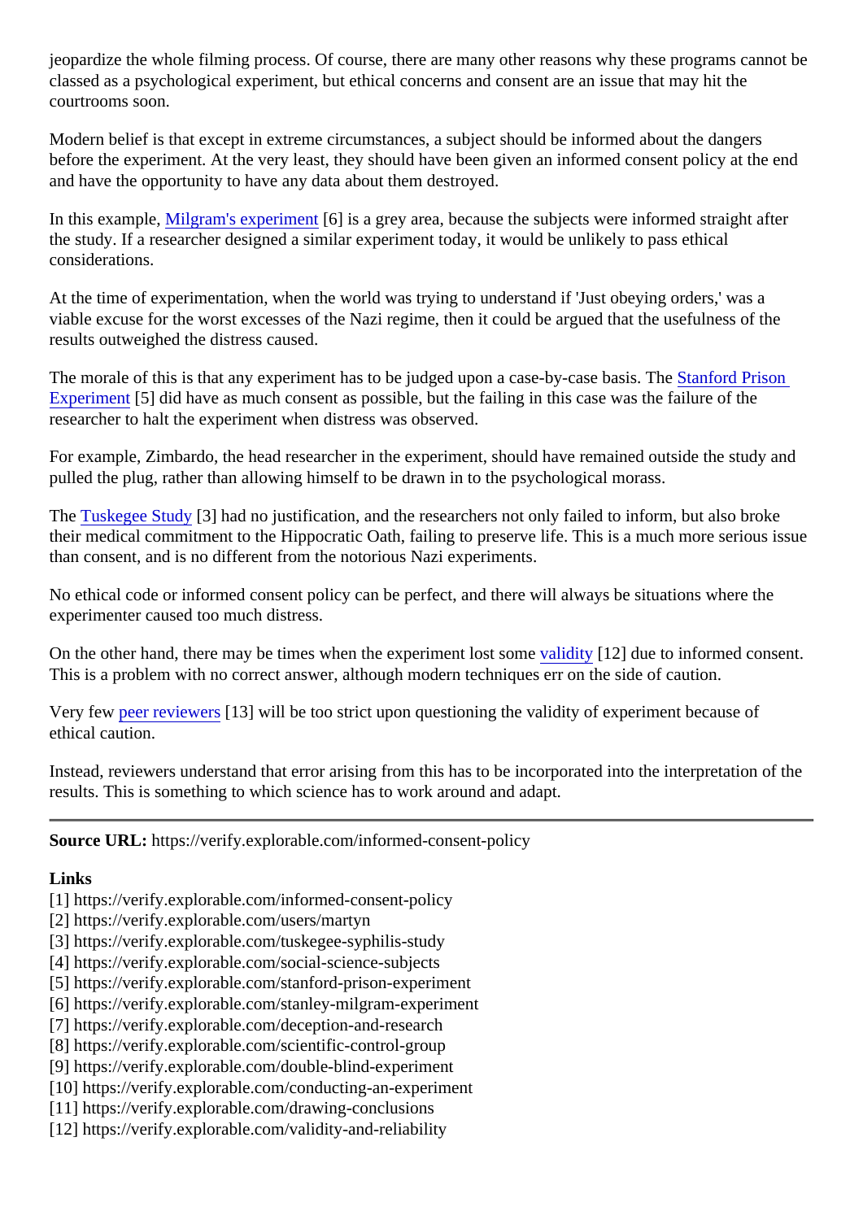jeopardize the whole filming process. Of course, there are many other reasons why these programs cannot be classed as a psychological experiment, but ethical concerns and consent are an issue that may hit the courtrooms soon.

Modern belief is that except in extreme circumstances, a subject should be informed about the dangers before the experiment. At the very least, they should have been given an informed consent policy at the end and have the opportunity to have any data about them destroyed.

In this example, Milgram's experiment [6] is a grey area, because the subjects were informed straight after the study. If a researcher designed a similar experiment today, it would be unlikely to pass ethical considerations.

At the time of experimentation, when the world was trying to understand if 'Just obeying orders,' was a viable excuse for the worst excesses of the Nazi regime, then it could be argued that the usefulness of the results outweighed the distress caused.

The morale of this is that any experiment has to be judged upon a case-by-case basis. The Stanford Prison Experiment [5] did have as much consent as possible, but the failing in this case was the failure of the researcher to halt the experiment when distress was observed.

For example, Zimbardo, the head researcher in the experiment, should have remained outside the study and pulled the plug, rather than allowing himself to be drawn in to the psychological morass.

The Tuskegee Study [3] had no justification, and the researchers not only failed to inform, but also broke their medical commitment to the Hippocratic Oath, failing to preserve life. This is a much more serious issue than consent, and is no different from the notorious Nazi experiments.

No ethical code or informed consent policy can be perfect, and there will always be situations where the experimenter caused too much distress.

On the other hand, there may be times when the experiment lost some validity [12] due to informed consent. This is a problem with no correct answer, although modern techniques err on the side of caution.

Very few peer reviewers [13] will be too strict upon questioning the validity of experiment because of ethical caution.

Instead, reviewers understand that error arising from this has to be incorporated into the interpretation of the results. This is something to which science has to work around and adapt.

---

**Source URL:** https://verify.explorable.com/informed-consent-policy

**Links**

[1] https://verify.explorable.com/informed-consent-policy
[2] https://verify.explorable.com/users/martyn
[3] https://verify.explorable.com/tuskegee-syphilis-study
[4] https://verify.explorable.com/social-science-subjects
[5] https://verify.explorable.com/stanford-prison-experiment
[6] https://verify.explorable.com/stanley-milgram-experiment
[7] https://verify.explorable.com/deception-and-research
[8] https://verify.explorable.com/scientific-control-group
[9] https://verify.explorable.com/double-blind-experiment
[10] https://verify.explorable.com/conducting-an-experiment
[11] https://verify.explorable.com/drawing-conclusions
[12] https://verify.explorable.com/validity-and-reliability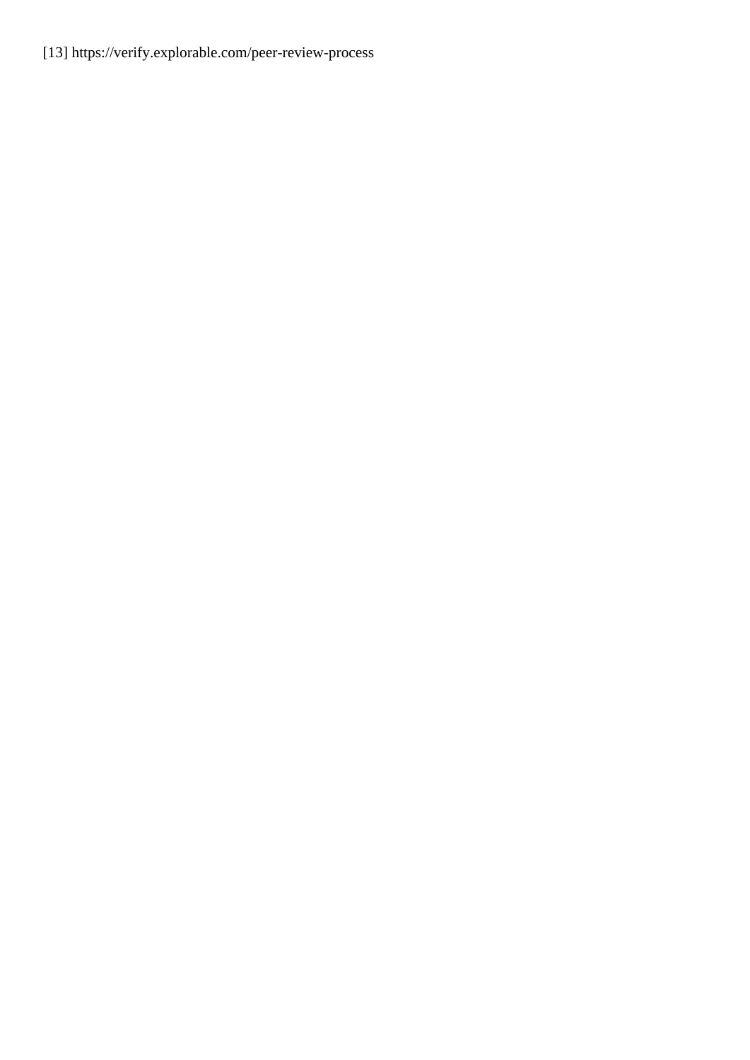[13] https://verify.explorable.com/peer-review-process